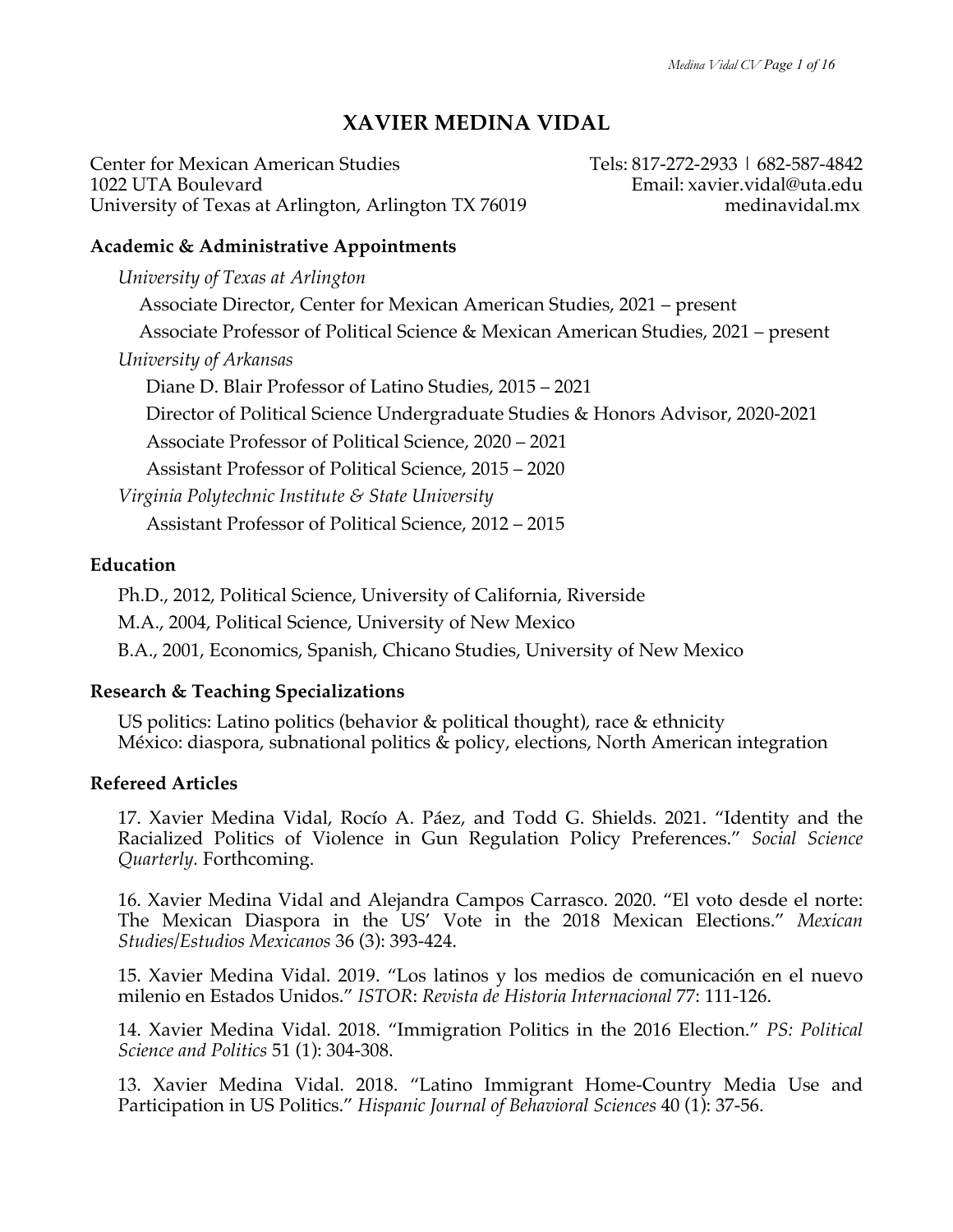# XAVIER MEDINA VIDAL

Center for Mexican American Studies
1022 UTA Boulevard
University of Texas at Arlington, Arlington TX 76019

Tels: 817-272-2933 | 682-587-4842
Email: xavier.vidal@uta.edu
medinavidal.mx

## Academic & Administrative Appointments

*University of Texas at Arlington*

- Associate Director, Center for Mexican American Studies, 2021 – present
- Associate Professor of Political Science & Mexican American Studies, 2021 – present

*University of Arkansas*

- Diane D. Blair Professor of Latino Studies, 2015 – 2021
- Director of Political Science Undergraduate Studies & Honors Advisor, 2020-2021
- Associate Professor of Political Science, 2020 – 2021
- Assistant Professor of Political Science, 2015 – 2020

*Virginia Polytechnic Institute & State University*

- Assistant Professor of Political Science, 2012 – 2015

## Education

Ph.D., 2012, Political Science, University of California, Riverside

M.A., 2004, Political Science, University of New Mexico

B.A., 2001, Economics, Spanish, Chicano Studies, University of New Mexico

## Research & Teaching Specializations

US politics: Latino politics (behavior & political thought), race & ethnicity
México: diaspora, subnational politics & policy, elections, North American integration

## Refereed Articles

17. Xavier Medina Vidal, Rocío A. Páez, and Todd G. Shields. 2021. "Identity and the Racialized Politics of Violence in Gun Regulation Policy Preferences." *Social Science Quarterly.* Forthcoming.

16. Xavier Medina Vidal and Alejandra Campos Carrasco. 2020. "El voto desde el norte: The Mexican Diaspora in the US' Vote in the 2018 Mexican Elections." *Mexican Studies/Estudios Mexicanos* 36 (3): 393-424.

15. Xavier Medina Vidal. 2019. "Los latinos y los medios de comunicación en el nuevo milenio en Estados Unidos." *ISTOR*: *Revista de Historia Internacional* 77: 111-126.

14. Xavier Medina Vidal. 2018. "Immigration Politics in the 2016 Election." *PS: Political Science and Politics* 51 (1): 304-308.

13. Xavier Medina Vidal. 2018. "Latino Immigrant Home-Country Media Use and Participation in US Politics." *Hispanic Journal of Behavioral Sciences* 40 (1): 37-56.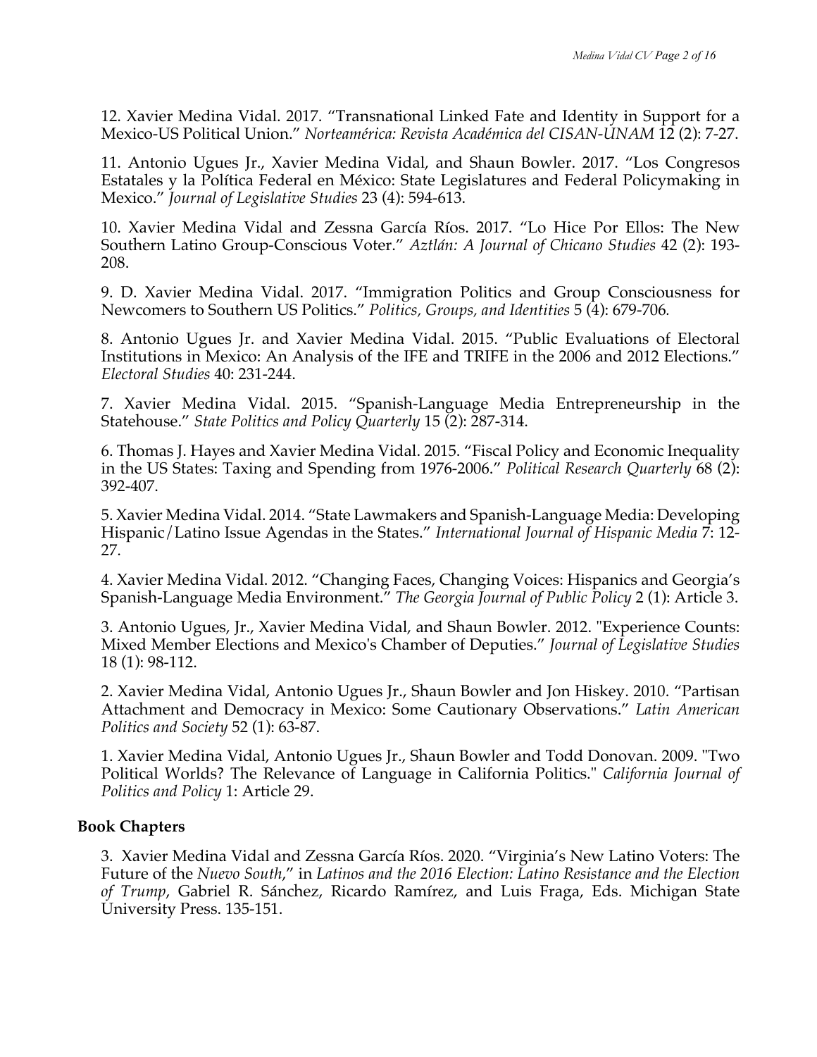12. Xavier Medina Vidal. 2017. "Transnational Linked Fate and Identity in Support for a Mexico-US Political Union." *Norteamérica: Revista Académica del CISAN-UNAM* 12 (2): 7-27.

11. Antonio Ugues Jr., Xavier Medina Vidal, and Shaun Bowler. 2017. "Los Congresos Estatales y la Política Federal en México: State Legislatures and Federal Policymaking in Mexico." *Journal of Legislative Studies* 23 (4): 594-613.

10. Xavier Medina Vidal and Zessna García Ríos. 2017. "Lo Hice Por Ellos: The New Southern Latino Group-Conscious Voter." *Aztlán: A Journal of Chicano Studies* 42 (2): 193-208.

9. D. Xavier Medina Vidal. 2017. "Immigration Politics and Group Consciousness for Newcomers to Southern US Politics." *Politics, Groups, and Identities* 5 (4): 679-706.

8. Antonio Ugues Jr. and Xavier Medina Vidal. 2015. "Public Evaluations of Electoral Institutions in Mexico: An Analysis of the IFE and TRIFE in the 2006 and 2012 Elections." *Electoral Studies* 40: 231-244.

7. Xavier Medina Vidal. 2015. "Spanish-Language Media Entrepreneurship in the Statehouse." *State Politics and Policy Quarterly* 15 (2): 287-314.

6. Thomas J. Hayes and Xavier Medina Vidal. 2015. "Fiscal Policy and Economic Inequality in the US States: Taxing and Spending from 1976-2006." *Political Research Quarterly* 68 (2): 392-407.

5. Xavier Medina Vidal. 2014. "State Lawmakers and Spanish-Language Media: Developing Hispanic/Latino Issue Agendas in the States." *International Journal of Hispanic Media* 7: 12-27.

4. Xavier Medina Vidal. 2012. "Changing Faces, Changing Voices: Hispanics and Georgia's Spanish-Language Media Environment." *The Georgia Journal of Public Policy* 2 (1): Article 3.

3. Antonio Ugues, Jr., Xavier Medina Vidal, and Shaun Bowler. 2012. "Experience Counts: Mixed Member Elections and Mexico's Chamber of Deputies." *Journal of Legislative Studies* 18 (1): 98-112.

2. Xavier Medina Vidal, Antonio Ugues Jr., Shaun Bowler and Jon Hiskey. 2010. "Partisan Attachment and Democracy in Mexico: Some Cautionary Observations." *Latin American Politics and Society* 52 (1): 63-87.

1. Xavier Medina Vidal, Antonio Ugues Jr., Shaun Bowler and Todd Donovan. 2009. "Two Political Worlds? The Relevance of Language in California Politics." *California Journal of Politics and Policy* 1: Article 29.

### Book Chapters

3. Xavier Medina Vidal and Zessna García Ríos. 2020. "Virginia's New Latino Voters: The Future of the *Nuevo South*," in *Latinos and the 2016 Election: Latino Resistance and the Election of Trump*, Gabriel R. Sánchez, Ricardo Ramírez, and Luis Fraga, Eds. Michigan State University Press. 135-151.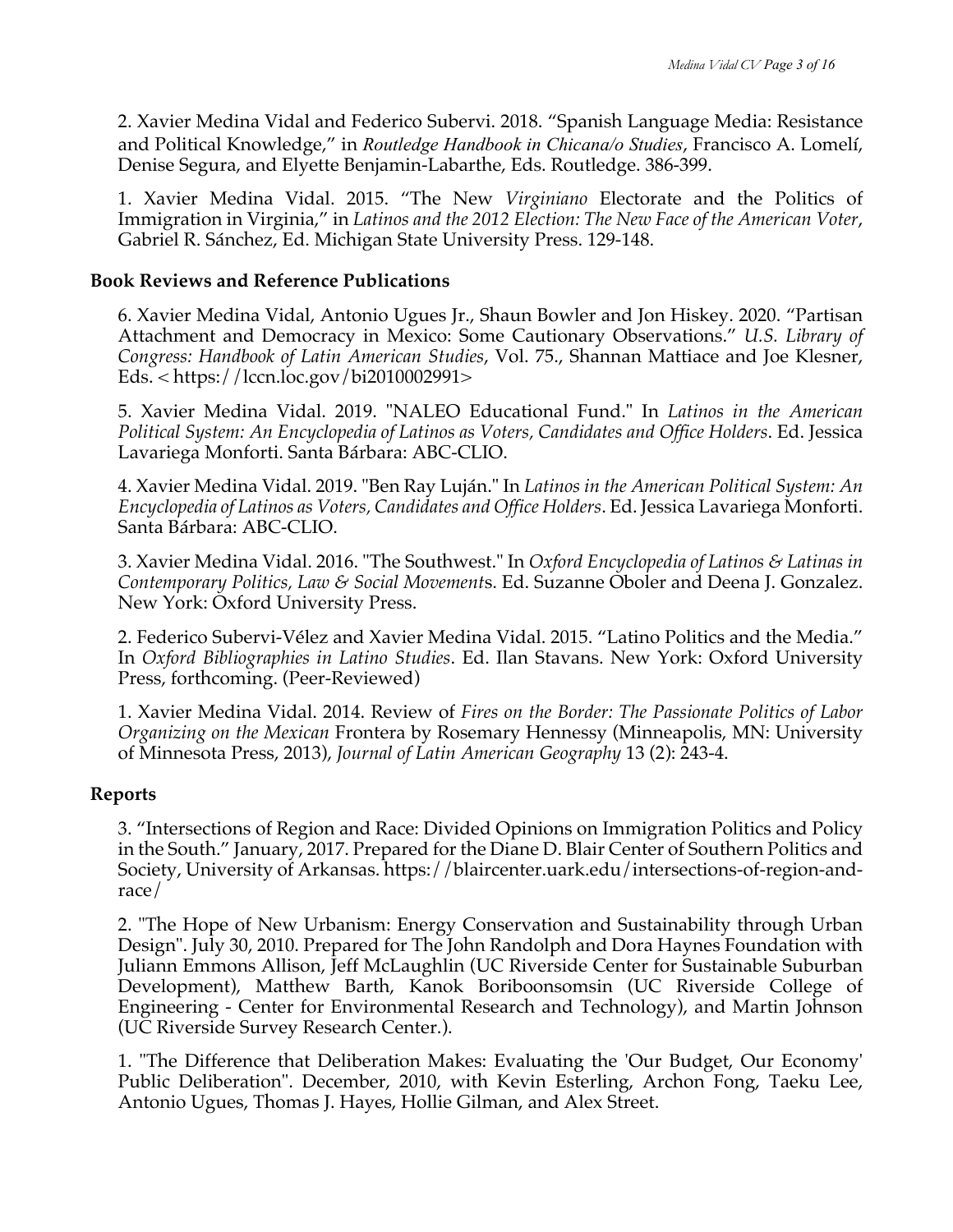2. Xavier Medina Vidal and Federico Subervi. 2018. "Spanish Language Media: Resistance and Political Knowledge," in *Routledge Handbook in Chicana/o Studies*, Francisco A. Lomelí, Denise Segura, and Elyette Benjamin-Labarthe, Eds. Routledge. 386-399.

1. Xavier Medina Vidal. 2015. "The New *Virginiano* Electorate and the Politics of Immigration in Virginia," in *Latinos and the 2012 Election: The New Face of the American Voter*, Gabriel R. Sánchez, Ed. Michigan State University Press. 129-148.

**Book Reviews and Reference Publications**

6. Xavier Medina Vidal, Antonio Ugues Jr., Shaun Bowler and Jon Hiskey. 2020. "Partisan Attachment and Democracy in Mexico: Some Cautionary Observations." *U.S. Library of Congress: Handbook of Latin American Studies*, Vol. 75., Shannan Mattiace and Joe Klesner, Eds. <https://lccn.loc.gov/bi2010002991>

5. Xavier Medina Vidal. 2019. "NALEO Educational Fund." In *Latinos in the American Political System: An Encyclopedia of Latinos as Voters, Candidates and Office Holders*. Ed. Jessica Lavariega Monforti. Santa Bárbara: ABC-CLIO.

4. Xavier Medina Vidal. 2019. "Ben Ray Luján." In *Latinos in the American Political System: An Encyclopedia of Latinos as Voters, Candidates and Office Holders*. Ed. Jessica Lavariega Monforti. Santa Bárbara: ABC-CLIO.

3. Xavier Medina Vidal. 2016. "The Southwest." In *Oxford Encyclopedia of Latinos & Latinas in Contemporary Politics, Law & Social Movements*. Ed. Suzanne Oboler and Deena J. Gonzalez. New York: Oxford University Press.

2. Federico Subervi-Vélez and Xavier Medina Vidal. 2015. "Latino Politics and the Media." In *Oxford Bibliographies in Latino Studies*. Ed. Ilan Stavans. New York: Oxford University Press, forthcoming. (Peer-Reviewed)

1. Xavier Medina Vidal. 2014. Review of *Fires on the Border: The Passionate Politics of Labor Organizing on the Mexican* Frontera by Rosemary Hennessy (Minneapolis, MN: University of Minnesota Press, 2013), *Journal of Latin American Geography* 13 (2): 243-4.

**Reports**

3. "Intersections of Region and Race: Divided Opinions on Immigration Politics and Policy in the South." January, 2017. Prepared for the Diane D. Blair Center of Southern Politics and Society, University of Arkansas. https://blaircenter.uark.edu/intersections-of-region-and-race/

2. "The Hope of New Urbanism: Energy Conservation and Sustainability through Urban Design". July 30, 2010. Prepared for The John Randolph and Dora Haynes Foundation with Juliann Emmons Allison, Jeff McLaughlin (UC Riverside Center for Sustainable Suburban Development), Matthew Barth, Kanok Boriboonsomsin (UC Riverside College of Engineering - Center for Environmental Research and Technology), and Martin Johnson (UC Riverside Survey Research Center.).

1. "The Difference that Deliberation Makes: Evaluating the 'Our Budget, Our Economy' Public Deliberation". December, 2010, with Kevin Esterling, Archon Fong, Taeku Lee, Antonio Ugues, Thomas J. Hayes, Hollie Gilman, and Alex Street.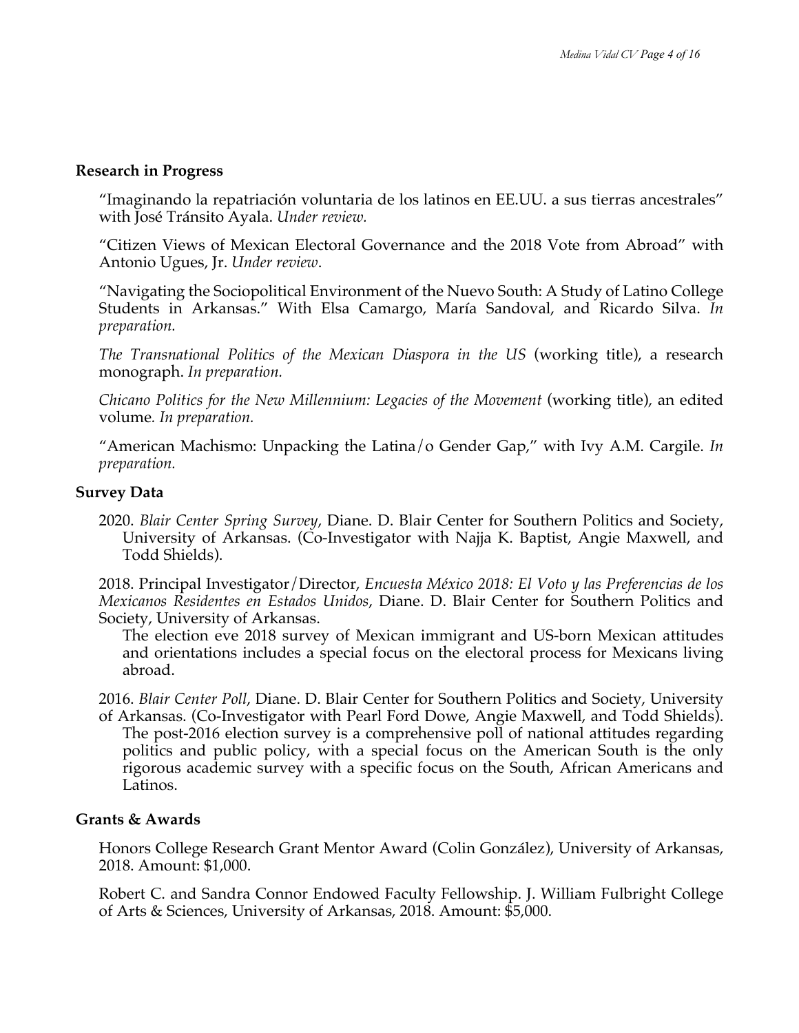## Research in Progress

"Imaginando la repatriación voluntaria de los latinos en EE.UU. a sus tierras ancestrales" with José Tránsito Ayala. *Under review.*

"Citizen Views of Mexican Electoral Governance and the 2018 Vote from Abroad" with Antonio Ugues, Jr. *Under review*.

"Navigating the Sociopolitical Environment of the Nuevo South: A Study of Latino College Students in Arkansas." With Elsa Camargo, María Sandoval, and Ricardo Silva. *In preparation.*

*The Transnational Politics of the Mexican Diaspora in the US* (working title), a research monograph. *In preparation.*

*Chicano Politics for the New Millennium: Legacies of the Movement* (working title), an edited volume*. In preparation.*

"American Machismo: Unpacking the Latina/o Gender Gap," with Ivy A.M. Cargile. *In preparation.*

## Survey Data

2020. *Blair Center Spring Survey*, Diane. D. Blair Center for Southern Politics and Society, University of Arkansas. (Co-Investigator with Najja K. Baptist, Angie Maxwell, and Todd Shields).

2018. Principal Investigator/Director, *Encuesta México 2018: El Voto y las Preferencias de los Mexicanos Residentes en Estados Unidos*, Diane. D. Blair Center for Southern Politics and Society, University of Arkansas.
The election eve 2018 survey of Mexican immigrant and US-born Mexican attitudes and orientations includes a special focus on the electoral process for Mexicans living abroad.

2016. *Blair Center Poll*, Diane. D. Blair Center for Southern Politics and Society, University of Arkansas. (Co-Investigator with Pearl Ford Dowe, Angie Maxwell, and Todd Shields).
The post-2016 election survey is a comprehensive poll of national attitudes regarding politics and public policy, with a special focus on the American South is the only rigorous academic survey with a specific focus on the South, African Americans and Latinos.

## Grants & Awards

Honors College Research Grant Mentor Award (Colin González), University of Arkansas, 2018. Amount: $1,000.

Robert C. and Sandra Connor Endowed Faculty Fellowship. J. William Fulbright College of Arts & Sciences, University of Arkansas, 2018. Amount: $5,000.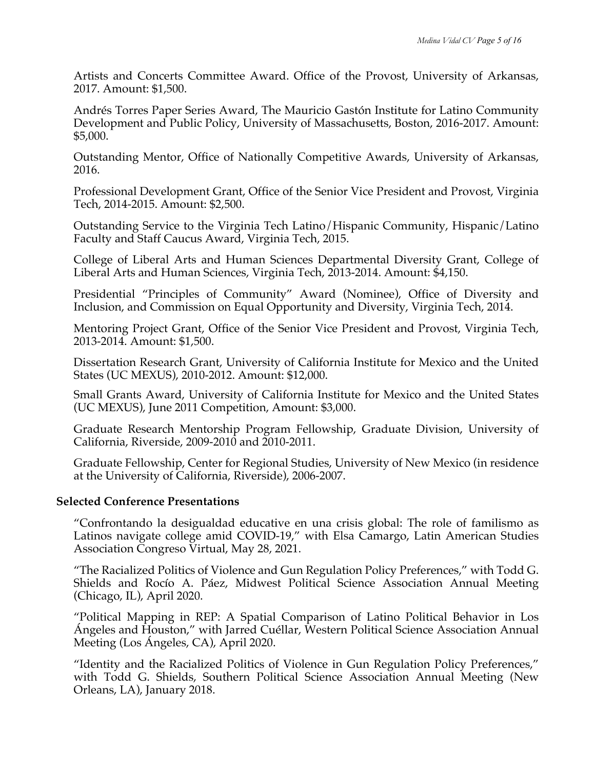Artists and Concerts Committee Award. Office of the Provost, University of Arkansas, 2017. Amount: $1,500.

Andrés Torres Paper Series Award, The Mauricio Gastón Institute for Latino Community Development and Public Policy, University of Massachusetts, Boston, 2016-2017. Amount: $5,000.

Outstanding Mentor, Office of Nationally Competitive Awards, University of Arkansas, 2016.

Professional Development Grant, Office of the Senior Vice President and Provost, Virginia Tech, 2014-2015. Amount: $2,500.

Outstanding Service to the Virginia Tech Latino/Hispanic Community, Hispanic/Latino Faculty and Staff Caucus Award, Virginia Tech, 2015.

College of Liberal Arts and Human Sciences Departmental Diversity Grant, College of Liberal Arts and Human Sciences, Virginia Tech, 2013-2014. Amount: $4,150.

Presidential "Principles of Community" Award (Nominee), Office of Diversity and Inclusion, and Commission on Equal Opportunity and Diversity, Virginia Tech, 2014.

Mentoring Project Grant, Office of the Senior Vice President and Provost, Virginia Tech, 2013-2014. Amount: $1,500.

Dissertation Research Grant, University of California Institute for Mexico and the United States (UC MEXUS), 2010-2012. Amount: $12,000.

Small Grants Award, University of California Institute for Mexico and the United States (UC MEXUS), June 2011 Competition, Amount: $3,000.

Graduate Research Mentorship Program Fellowship, Graduate Division, University of California, Riverside, 2009-2010 and 2010-2011.

Graduate Fellowship, Center for Regional Studies, University of New Mexico (in residence at the University of California, Riverside), 2006-2007.

**Selected Conference Presentations**

"Confrontando la desigualdad educative en una crisis global: The role of familismo as Latinos navigate college amid COVID-19," with Elsa Camargo, Latin American Studies Association Congreso Virtual, May 28, 2021.

"The Racialized Politics of Violence and Gun Regulation Policy Preferences," with Todd G. Shields and Rocío A. Páez, Midwest Political Science Association Annual Meeting (Chicago, IL), April 2020.

"Political Mapping in REP: A Spatial Comparison of Latino Political Behavior in Los Ángeles and Houston," with Jarred Cuéllar, Western Political Science Association Annual Meeting (Los Ángeles, CA), April 2020.

"Identity and the Racialized Politics of Violence in Gun Regulation Policy Preferences," with Todd G. Shields, Southern Political Science Association Annual Meeting (New Orleans, LA), January 2018.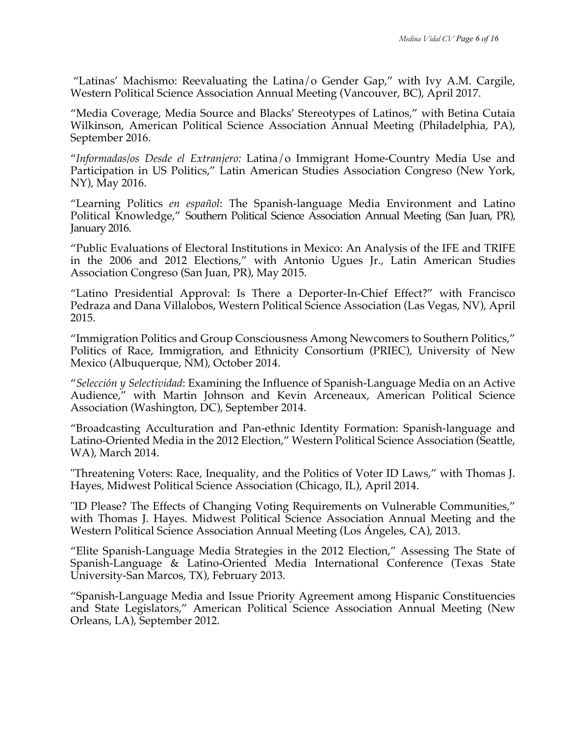"Latinas' Machismo: Reevaluating the Latina/o Gender Gap," with Ivy A.M. Cargile, Western Political Science Association Annual Meeting (Vancouver, BC), April 2017.

"Media Coverage, Media Source and Blacks' Stereotypes of Latinos," with Betina Cutaia Wilkinson, American Political Science Association Annual Meeting (Philadelphia, PA), September 2016.

"*Informadas/os Desde el Extranjero:* Latina/o Immigrant Home-Country Media Use and Participation in US Politics," Latin American Studies Association Congreso (New York, NY), May 2016.

"Learning Politics *en español*: The Spanish-language Media Environment and Latino Political Knowledge," Southern Political Science Association Annual Meeting (San Juan, PR), January 2016.

"Public Evaluations of Electoral Institutions in Mexico: An Analysis of the IFE and TRIFE in the 2006 and 2012 Elections," with Antonio Ugues Jr., Latin American Studies Association Congreso (San Juan, PR), May 2015.

"Latino Presidential Approval: Is There a Deporter-In-Chief Effect?" with Francisco Pedraza and Dana Villalobos, Western Political Science Association (Las Vegas, NV), April 2015.

"Immigration Politics and Group Consciousness Among Newcomers to Southern Politics," Politics of Race, Immigration, and Ethnicity Consortium (PRIEC), University of New Mexico (Albuquerque, NM), October 2014.

"*Selección y Selectividad*: Examining the Influence of Spanish-Language Media on an Active Audience," with Martin Johnson and Kevin Arceneaux, American Political Science Association (Washington, DC), September 2014.

"Broadcasting Acculturation and Pan-ethnic Identity Formation: Spanish-language and Latino-Oriented Media in the 2012 Election," Western Political Science Association (Seattle, WA), March 2014.

"Threatening Voters: Race, Inequality, and the Politics of Voter ID Laws," with Thomas J. Hayes, Midwest Political Science Association (Chicago, IL), April 2014.

"ID Please? The Effects of Changing Voting Requirements on Vulnerable Communities," with Thomas J. Hayes. Midwest Political Science Association Annual Meeting and the Western Political Science Association Annual Meeting (Los Ángeles, CA), 2013.

"Elite Spanish-Language Media Strategies in the 2012 Election," Assessing The State of Spanish-Language & Latino-Oriented Media International Conference (Texas State University-San Marcos, TX), February 2013.

"Spanish-Language Media and Issue Priority Agreement among Hispanic Constituencies and State Legislators," American Political Science Association Annual Meeting (New Orleans, LA), September 2012.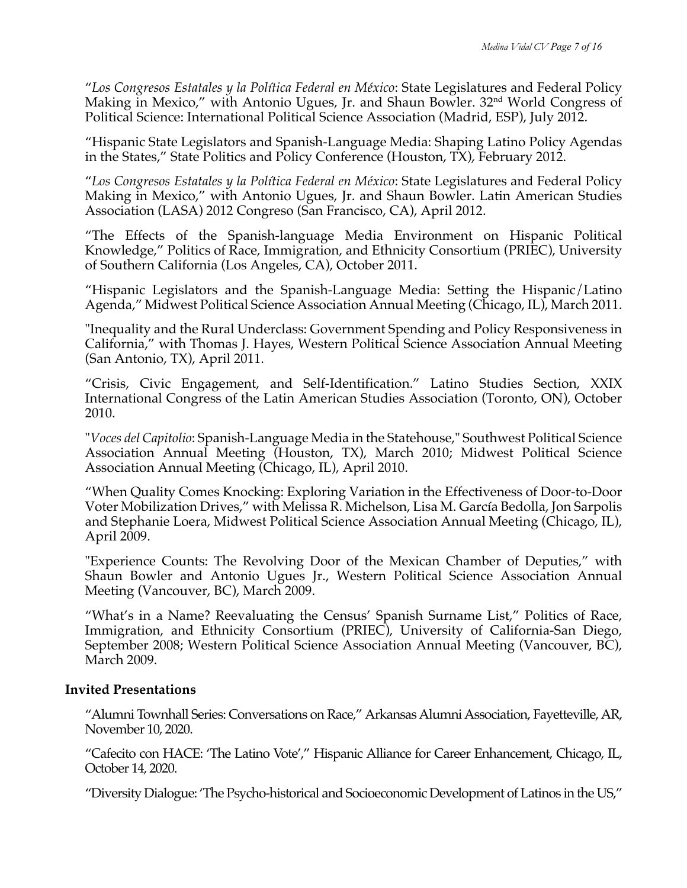"*Los Congresos Estatales y la Política Federal en México*: State Legislatures and Federal Policy Making in Mexico," with Antonio Ugues, Jr. and Shaun Bowler. 32nd World Congress of Political Science: International Political Science Association (Madrid, ESP), July 2012.

"Hispanic State Legislators and Spanish-Language Media: Shaping Latino Policy Agendas in the States," State Politics and Policy Conference (Houston, TX), February 2012.

"*Los Congresos Estatales y la Política Federal en México*: State Legislatures and Federal Policy Making in Mexico," with Antonio Ugues, Jr. and Shaun Bowler. Latin American Studies Association (LASA) 2012 Congreso (San Francisco, CA), April 2012.

"The Effects of the Spanish-language Media Environment on Hispanic Political Knowledge," Politics of Race, Immigration, and Ethnicity Consortium (PRIEC), University of Southern California (Los Angeles, CA), October 2011.

"Hispanic Legislators and the Spanish-Language Media: Setting the Hispanic/Latino Agenda," Midwest Political Science Association Annual Meeting (Chicago, IL), March 2011.

"Inequality and the Rural Underclass: Government Spending and Policy Responsiveness in California," with Thomas J. Hayes, Western Political Science Association Annual Meeting (San Antonio, TX), April 2011.

"Crisis, Civic Engagement, and Self-Identification." Latino Studies Section, XXIX International Congress of the Latin American Studies Association (Toronto, ON), October 2010.

"*Voces del Capitolio*: Spanish-Language Media in the Statehouse," Southwest Political Science Association Annual Meeting (Houston, TX), March 2010; Midwest Political Science Association Annual Meeting (Chicago, IL), April 2010.

"When Quality Comes Knocking: Exploring Variation in the Effectiveness of Door-to-Door Voter Mobilization Drives," with Melissa R. Michelson, Lisa M. García Bedolla, Jon Sarpolis and Stephanie Loera, Midwest Political Science Association Annual Meeting (Chicago, IL), April 2009.

"Experience Counts: The Revolving Door of the Mexican Chamber of Deputies," with Shaun Bowler and Antonio Ugues Jr., Western Political Science Association Annual Meeting (Vancouver, BC), March 2009.

"What's in a Name? Reevaluating the Census' Spanish Surname List," Politics of Race, Immigration, and Ethnicity Consortium (PRIEC), University of California-San Diego, September 2008; Western Political Science Association Annual Meeting (Vancouver, BC), March 2009.

### Invited Presentations

"Alumni Townhall Series: Conversations on Race," Arkansas Alumni Association, Fayetteville, AR, November 10, 2020.

"Cafecito con HACE: 'The Latino Vote'," Hispanic Alliance for Career Enhancement, Chicago, IL, October 14, 2020.

"Diversity Dialogue: 'The Psycho-historical and Socioeconomic Development of Latinos in the US,"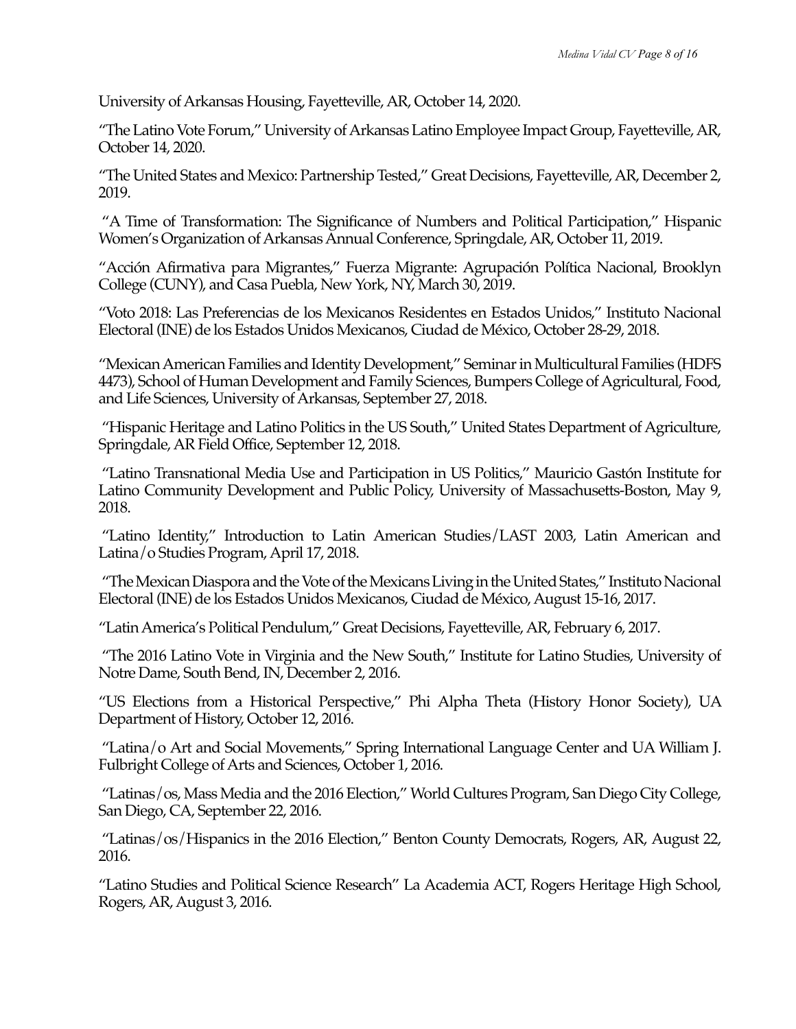University of Arkansas Housing, Fayetteville, AR, October 14, 2020.

"The Latino Vote Forum," University of Arkansas Latino Employee Impact Group, Fayetteville, AR, October 14, 2020.

"The United States and Mexico: Partnership Tested," Great Decisions, Fayetteville, AR, December 2, 2019.

"A Time of Transformation: The Significance of Numbers and Political Participation," Hispanic Women's Organization of Arkansas Annual Conference, Springdale, AR, October 11, 2019.

"Acción Afirmativa para Migrantes," Fuerza Migrante: Agrupación Política Nacional, Brooklyn College (CUNY), and Casa Puebla, New York, NY, March 30, 2019.

"Voto 2018: Las Preferencias de los Mexicanos Residentes en Estados Unidos," Instituto Nacional Electoral (INE) de los Estados Unidos Mexicanos, Ciudad de México, October 28-29, 2018.

"Mexican American Families and Identity Development," Seminar in Multicultural Families (HDFS 4473), School of Human Development and Family Sciences, Bumpers College of Agricultural, Food, and Life Sciences, University of Arkansas, September 27, 2018.

"Hispanic Heritage and Latino Politics in the US South," United States Department of Agriculture, Springdale, AR Field Office, September 12, 2018.

"Latino Transnational Media Use and Participation in US Politics," Mauricio Gastón Institute for Latino Community Development and Public Policy, University of Massachusetts-Boston, May 9, 2018.

"Latino Identity," Introduction to Latin American Studies/LAST 2003, Latin American and Latina/o Studies Program, April 17, 2018.

"The Mexican Diaspora and the Vote of the Mexicans Living in the United States," Instituto Nacional Electoral (INE) de los Estados Unidos Mexicanos, Ciudad de México, August 15-16, 2017.

"Latin America's Political Pendulum," Great Decisions, Fayetteville, AR, February 6, 2017.

"The 2016 Latino Vote in Virginia and the New South," Institute for Latino Studies, University of Notre Dame, South Bend, IN, December 2, 2016.

"US Elections from a Historical Perspective," Phi Alpha Theta (History Honor Society), UA Department of History, October 12, 2016.

"Latina/o Art and Social Movements," Spring International Language Center and UA William J. Fulbright College of Arts and Sciences, October 1, 2016.

"Latinas/os, Mass Media and the 2016 Election," World Cultures Program, San Diego City College, San Diego, CA, September 22, 2016.

"Latinas/os/Hispanics in the 2016 Election," Benton County Democrats, Rogers, AR, August 22, 2016.

"Latino Studies and Political Science Research" La Academia ACT, Rogers Heritage High School, Rogers, AR, August 3, 2016.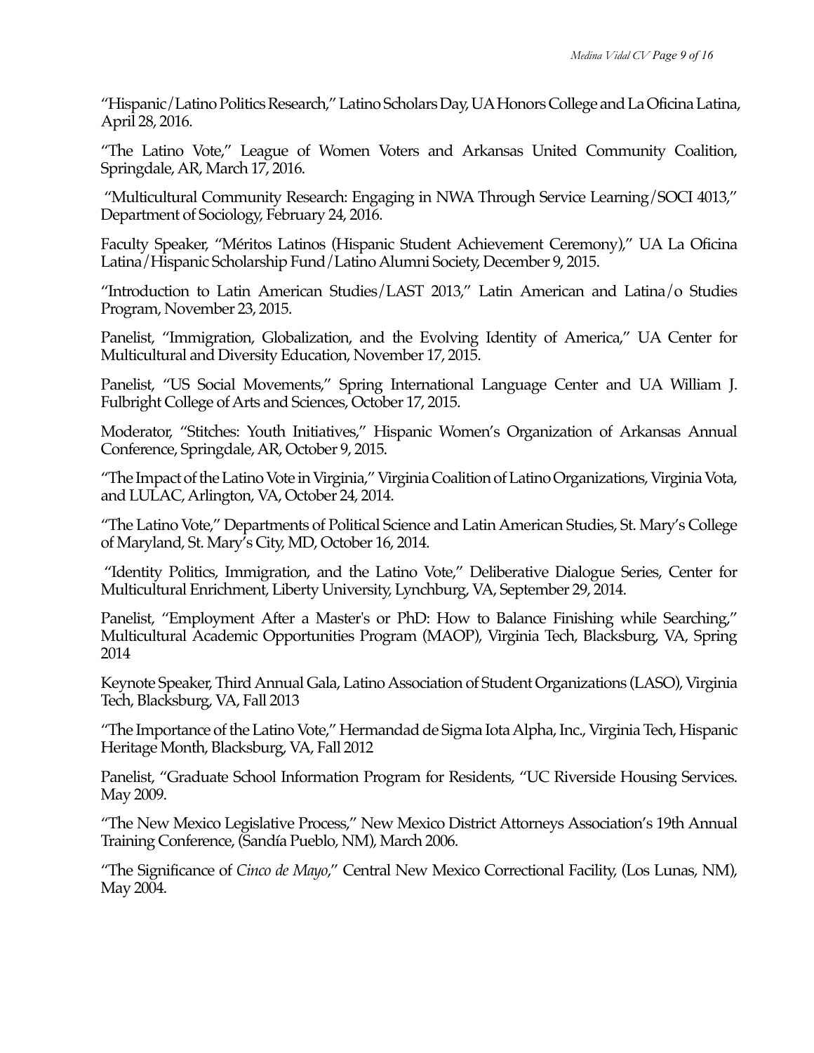"Hispanic/Latino Politics Research," Latino Scholars Day, UA Honors College and La Oficina Latina, April 28, 2016.

"The Latino Vote," League of Women Voters and Arkansas United Community Coalition, Springdale, AR, March 17, 2016.

"Multicultural Community Research: Engaging in NWA Through Service Learning/SOCI 4013," Department of Sociology, February 24, 2016.

Faculty Speaker, "Méritos Latinos (Hispanic Student Achievement Ceremony)," UA La Oficina Latina/Hispanic Scholarship Fund/Latino Alumni Society, December 9, 2015.

"Introduction to Latin American Studies/LAST 2013," Latin American and Latina/o Studies Program, November 23, 2015.

Panelist, "Immigration, Globalization, and the Evolving Identity of America," UA Center for Multicultural and Diversity Education, November 17, 2015.

Panelist, "US Social Movements," Spring International Language Center and UA William J. Fulbright College of Arts and Sciences, October 17, 2015.

Moderator, "Stitches: Youth Initiatives," Hispanic Women's Organization of Arkansas Annual Conference, Springdale, AR, October 9, 2015.

"The Impact of the Latino Vote in Virginia," Virginia Coalition of Latino Organizations, Virginia Vota, and LULAC, Arlington, VA, October 24, 2014.

"The Latino Vote," Departments of Political Science and Latin American Studies, St. Mary's College of Maryland, St. Mary's City, MD, October 16, 2014.

"Identity Politics, Immigration, and the Latino Vote," Deliberative Dialogue Series, Center for Multicultural Enrichment, Liberty University, Lynchburg, VA, September 29, 2014.

Panelist, "Employment After a Master's or PhD: How to Balance Finishing while Searching," Multicultural Academic Opportunities Program (MAOP), Virginia Tech, Blacksburg, VA, Spring 2014

Keynote Speaker, Third Annual Gala, Latino Association of Student Organizations (LASO), Virginia Tech, Blacksburg, VA, Fall 2013

"The Importance of the Latino Vote," Hermandad de Sigma Iota Alpha, Inc., Virginia Tech, Hispanic Heritage Month, Blacksburg, VA, Fall 2012

Panelist, "Graduate School Information Program for Residents, "UC Riverside Housing Services. May 2009.

"The New Mexico Legislative Process," New Mexico District Attorneys Association's 19th Annual Training Conference, (Sandía Pueblo, NM), March 2006.

"The Significance of *Cinco de Mayo*," Central New Mexico Correctional Facility, (Los Lunas, NM), May 2004.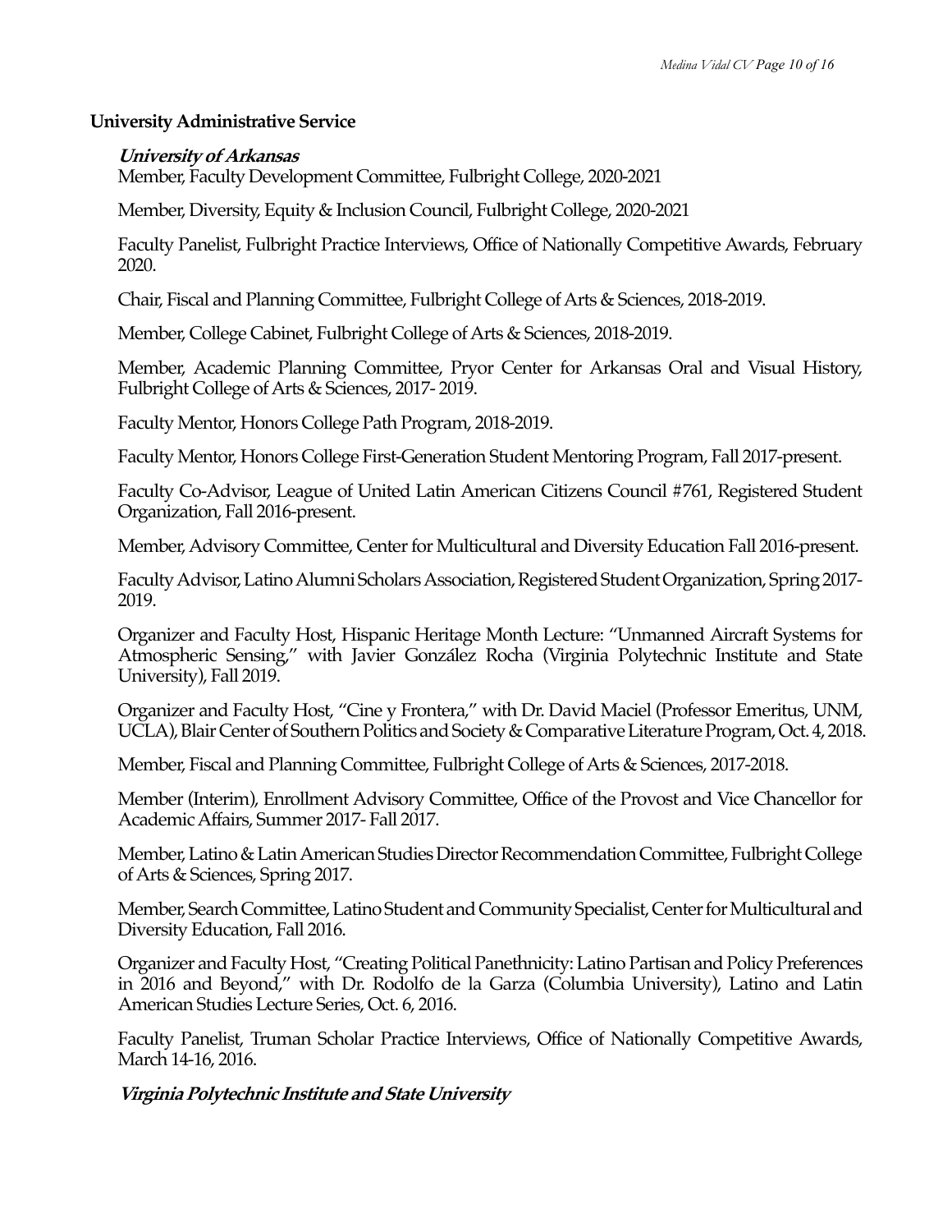**University Administrative Service**

***University of Arkansas***

Member, Faculty Development Committee, Fulbright College, 2020-2021

Member, Diversity, Equity & Inclusion Council, Fulbright College, 2020-2021

Faculty Panelist, Fulbright Practice Interviews, Office of Nationally Competitive Awards, February 2020.

Chair, Fiscal and Planning Committee, Fulbright College of Arts & Sciences, 2018-2019.

Member, College Cabinet, Fulbright College of Arts & Sciences, 2018-2019.

Member, Academic Planning Committee, Pryor Center for Arkansas Oral and Visual History, Fulbright College of Arts & Sciences, 2017- 2019.

Faculty Mentor, Honors College Path Program, 2018-2019.

Faculty Mentor, Honors College First-Generation Student Mentoring Program, Fall 2017-present.

Faculty Co-Advisor, League of United Latin American Citizens Council #761, Registered Student Organization, Fall 2016-present.

Member, Advisory Committee, Center for Multicultural and Diversity Education Fall 2016-present.

Faculty Advisor, Latino Alumni Scholars Association, Registered Student Organization, Spring 2017-2019.

Organizer and Faculty Host, Hispanic Heritage Month Lecture: "Unmanned Aircraft Systems for Atmospheric Sensing," with Javier González Rocha (Virginia Polytechnic Institute and State University), Fall 2019.

Organizer and Faculty Host, "Cine y Frontera," with Dr. David Maciel (Professor Emeritus, UNM, UCLA), Blair Center of Southern Politics and Society & Comparative Literature Program, Oct. 4, 2018.

Member, Fiscal and Planning Committee, Fulbright College of Arts & Sciences, 2017-2018.

Member (Interim), Enrollment Advisory Committee, Office of the Provost and Vice Chancellor for Academic Affairs, Summer 2017- Fall 2017.

Member, Latino & Latin American Studies Director Recommendation Committee, Fulbright College of Arts & Sciences, Spring 2017.

Member, Search Committee, Latino Student and Community Specialist, Center for Multicultural and Diversity Education, Fall 2016.

Organizer and Faculty Host, "Creating Political Panethnicity: Latino Partisan and Policy Preferences in 2016 and Beyond," with Dr. Rodolfo de la Garza (Columbia University), Latino and Latin American Studies Lecture Series, Oct. 6, 2016.

Faculty Panelist, Truman Scholar Practice Interviews, Office of Nationally Competitive Awards, March 14-16, 2016.

***Virginia Polytechnic Institute and State University***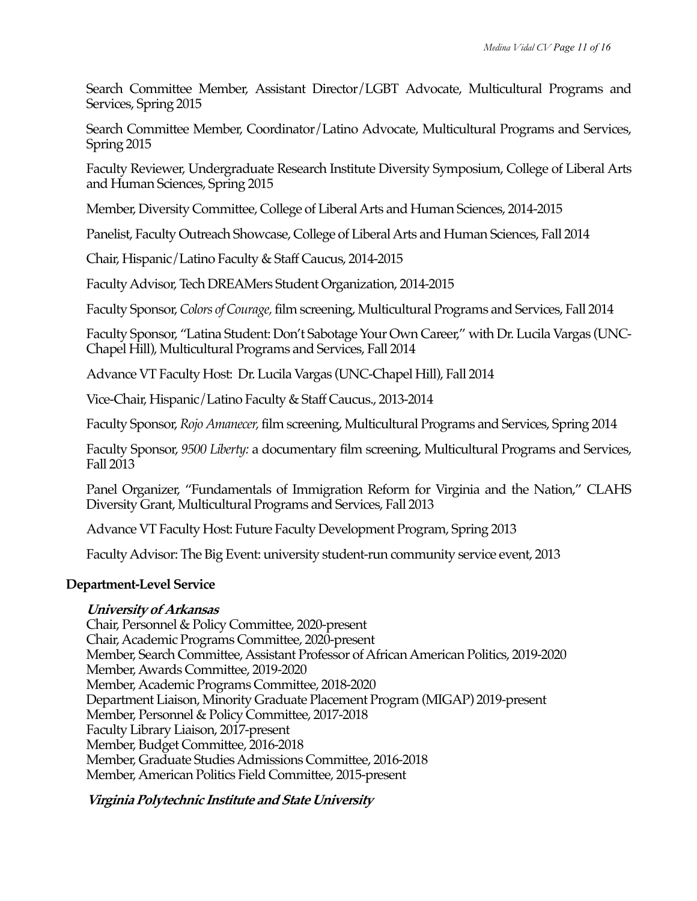Search Committee Member, Assistant Director/LGBT Advocate, Multicultural Programs and Services, Spring 2015

Search Committee Member, Coordinator/Latino Advocate, Multicultural Programs and Services, Spring 2015

Faculty Reviewer, Undergraduate Research Institute Diversity Symposium, College of Liberal Arts and Human Sciences, Spring 2015

Member, Diversity Committee, College of Liberal Arts and Human Sciences, 2014-2015

Panelist, Faculty Outreach Showcase, College of Liberal Arts and Human Sciences, Fall 2014

Chair, Hispanic/Latino Faculty & Staff Caucus, 2014-2015

Faculty Advisor, Tech DREAMers Student Organization, 2014-2015

Faculty Sponsor, *Colors of Courage,* film screening, Multicultural Programs and Services, Fall 2014

Faculty Sponsor, "Latina Student: Don't Sabotage Your Own Career," with Dr. Lucila Vargas (UNC-Chapel Hill), Multicultural Programs and Services, Fall 2014

Advance VT Faculty Host: Dr. Lucila Vargas (UNC-Chapel Hill), Fall 2014

Vice-Chair, Hispanic/Latino Faculty & Staff Caucus., 2013-2014

Faculty Sponsor, *Rojo Amanecer,* film screening, Multicultural Programs and Services, Spring 2014

Faculty Sponsor, *9500 Liberty:* a documentary film screening, Multicultural Programs and Services, Fall 2013

Panel Organizer, "Fundamentals of Immigration Reform for Virginia and the Nation," CLAHS Diversity Grant, Multicultural Programs and Services, Fall 2013

Advance VT Faculty Host: Future Faculty Development Program, Spring 2013

Faculty Advisor: The Big Event: university student-run community service event, 2013

## Department-Level Service

***University of Arkansas***

Chair, Personnel & Policy Committee, 2020-present
Chair, Academic Programs Committee, 2020-present
Member, Search Committee, Assistant Professor of African American Politics, 2019-2020
Member, Awards Committee, 2019-2020
Member, Academic Programs Committee, 2018-2020
Department Liaison, Minority Graduate Placement Program (MIGAP) 2019-present
Member, Personnel & Policy Committee, 2017-2018
Faculty Library Liaison, 2017-present
Member, Budget Committee, 2016-2018
Member, Graduate Studies Admissions Committee, 2016-2018
Member, American Politics Field Committee, 2015-present

***Virginia Polytechnic Institute and State University***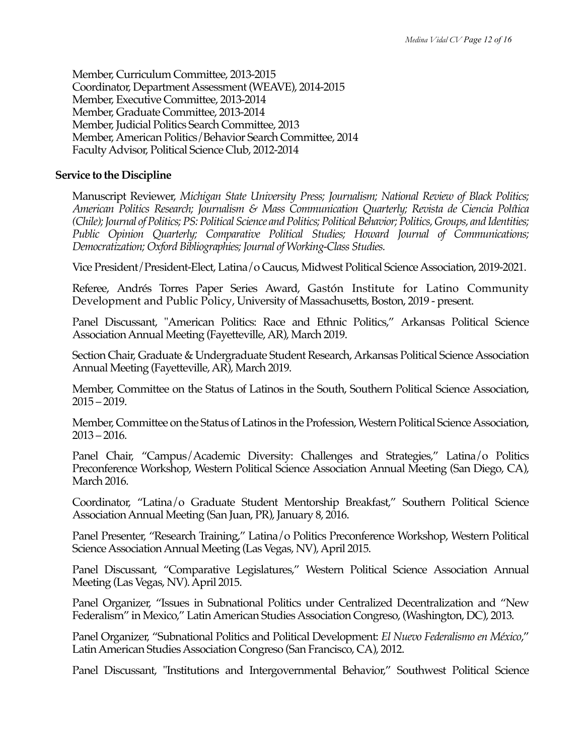Member, Curriculum Committee, 2013-2015
Coordinator, Department Assessment (WEAVE), 2014-2015
Member, Executive Committee, 2013-2014
Member, Graduate Committee, 2013-2014
Member, Judicial Politics Search Committee, 2013
Member, American Politics/Behavior Search Committee, 2014
Faculty Advisor, Political Science Club, 2012-2014

**Service to the Discipline**

Manuscript Reviewer, *Michigan State University Press; Journalism; National Review of Black Politics; American Politics Research; Journalism & Mass Communication Quarterly; Revista de Ciencia Política (Chile); Journal of Politics; PS: Political Science and Politics; Political Behavior; Politics, Groups, and Identities; Public Opinion Quarterly; Comparative Political Studies; Howard Journal of Communications; Democratization; Oxford Bibliographies; Journal of Working-Class Studies.*

Vice President/President-Elect, Latina/o Caucus, Midwest Political Science Association, 2019-2021.

Referee, Andrés Torres Paper Series Award, Gastón Institute for Latino Community Development and Public Policy, University of Massachusetts, Boston, 2019 - present.

Panel Discussant, "American Politics: Race and Ethnic Politics," Arkansas Political Science Association Annual Meeting (Fayetteville, AR), March 2019.

Section Chair, Graduate & Undergraduate Student Research, Arkansas Political Science Association Annual Meeting (Fayetteville, AR), March 2019.

Member, Committee on the Status of Latinos in the South, Southern Political Science Association, 2015 – 2019.

Member, Committee on the Status of Latinos in the Profession, Western Political Science Association, 2013 – 2016.

Panel Chair, "Campus/Academic Diversity: Challenges and Strategies," Latina/o Politics Preconference Workshop, Western Political Science Association Annual Meeting (San Diego, CA), March 2016.

Coordinator, "Latina/o Graduate Student Mentorship Breakfast," Southern Political Science Association Annual Meeting (San Juan, PR), January 8, 2016.

Panel Presenter, "Research Training," Latina/o Politics Preconference Workshop, Western Political Science Association Annual Meeting (Las Vegas, NV), April 2015.

Panel Discussant, "Comparative Legislatures," Western Political Science Association Annual Meeting (Las Vegas, NV). April 2015.

Panel Organizer, "Issues in Subnational Politics under Centralized Decentralization and "New Federalism" in Mexico," Latin American Studies Association Congreso, (Washington, DC), 2013.

Panel Organizer, "Subnational Politics and Political Development: *El Nuevo Federalismo en México*," Latin American Studies Association Congreso (San Francisco, CA), 2012.

Panel Discussant, "Institutions and Intergovernmental Behavior," Southwest Political Science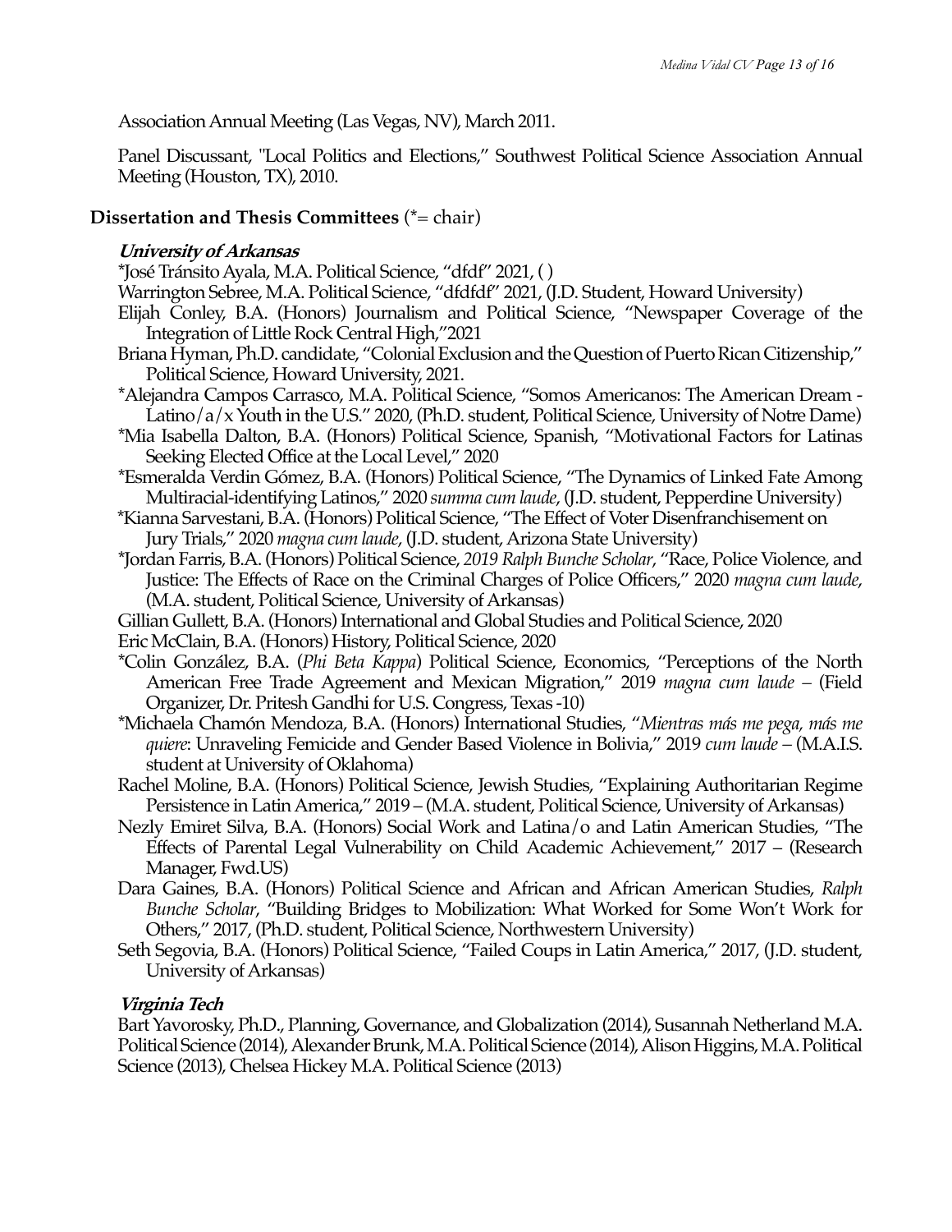Association Annual Meeting (Las Vegas, NV), March 2011.

Panel Discussant, "Local Politics and Elections," Southwest Political Science Association Annual Meeting (Houston, TX), 2010.

## Dissertation and Thesis Committees (*= chair)

### *University of Arkansas*

*José Tránsito Ayala, M.A. Political Science, "dfdf" 2021, ( )

Warrington Sebree, M.A. Political Science, "dfdfdf" 2021, (J.D. Student, Howard University)

Elijah Conley, B.A. (Honors) Journalism and Political Science, "Newspaper Coverage of the Integration of Little Rock Central High,"2021

Briana Hyman, Ph.D. candidate, "Colonial Exclusion and the Question of Puerto Rican Citizenship," Political Science, Howard University, 2021.

*Alejandra Campos Carrasco, M.A. Political Science, "Somos Americanos: The American Dream - Latino/a/x Youth in the U.S." 2020, (Ph.D. student, Political Science, University of Notre Dame)

*Mia Isabella Dalton, B.A. (Honors) Political Science, Spanish, "Motivational Factors for Latinas Seeking Elected Office at the Local Level," 2020

*Esmeralda Verdin Gómez, B.A. (Honors) Political Science, "The Dynamics of Linked Fate Among Multiracial-identifying Latinos," 2020 *summa cum laude*, (J.D. student, Pepperdine University)

*Kianna Sarvestani, B.A. (Honors) Political Science, "The Effect of Voter Disenfranchisement on Jury Trials," 2020 *magna cum laude*, (J.D. student, Arizona State University)

*Jordan Farris, B.A. (Honors) Political Science, *2019 Ralph Bunche Scholar*, "Race, Police Violence, and Justice: The Effects of Race on the Criminal Charges of Police Officers," 2020 *magna cum laude*, (M.A. student, Political Science, University of Arkansas)

Gillian Gullett, B.A. (Honors) International and Global Studies and Political Science, 2020

Eric McClain, B.A. (Honors) History, Political Science, 2020

*Colin González, B.A. (*Phi Beta Kappa*) Political Science, Economics, "Perceptions of the North American Free Trade Agreement and Mexican Migration," 2019 *magna cum laude* – (Field Organizer, Dr. Pritesh Gandhi for U.S. Congress, Texas -10)

*Michaela Chamón Mendoza, B.A. (Honors) International Studies, "*Mientras más me pega, más me quiere*: Unraveling Femicide and Gender Based Violence in Bolivia," 2019 *cum laude* – (M.A.I.S. student at University of Oklahoma)

Rachel Moline, B.A. (Honors) Political Science, Jewish Studies, "Explaining Authoritarian Regime Persistence in Latin America," 2019 – (M.A. student, Political Science, University of Arkansas)

Nezly Emiret Silva, B.A. (Honors) Social Work and Latina/o and Latin American Studies, "The Effects of Parental Legal Vulnerability on Child Academic Achievement," 2017 – (Research Manager, Fwd.US)

Dara Gaines, B.A. (Honors) Political Science and African and African American Studies, *Ralph Bunche Scholar*, "Building Bridges to Mobilization: What Worked for Some Won't Work for Others," 2017, (Ph.D. student, Political Science, Northwestern University)

Seth Segovia, B.A. (Honors) Political Science, "Failed Coups in Latin America," 2017, (J.D. student, University of Arkansas)

### *Virginia Tech*

Bart Yavorosky, Ph.D., Planning, Governance, and Globalization (2014), Susannah Netherland M.A. Political Science (2014), Alexander Brunk, M.A. Political Science (2014), Alison Higgins, M.A. Political Science (2013), Chelsea Hickey M.A. Political Science (2013)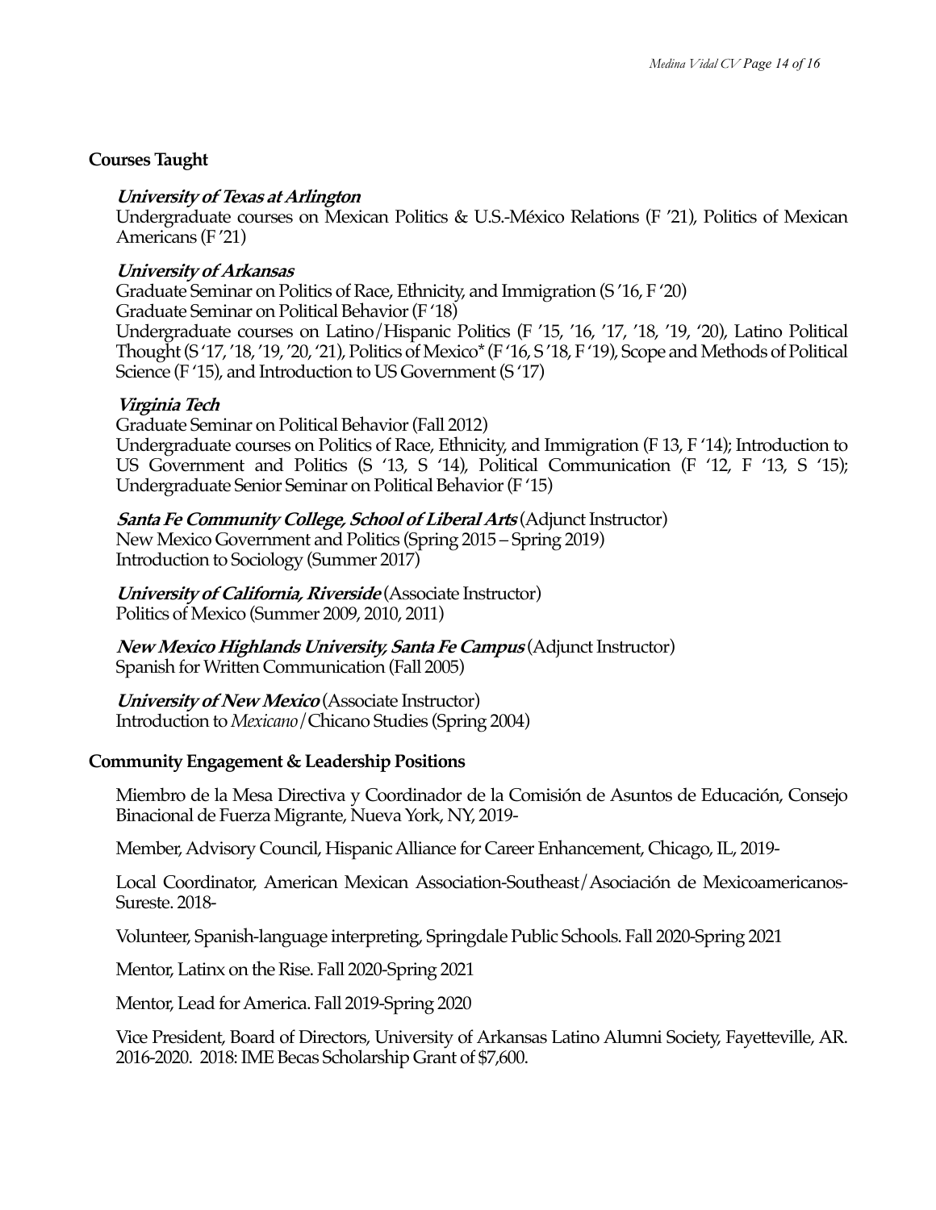## Courses Taught

***University of Texas at Arlington***
Undergraduate courses on Mexican Politics & U.S.-México Relations (F '21), Politics of Mexican Americans (F '21)

***University of Arkansas***
Graduate Seminar on Politics of Race, Ethnicity, and Immigration (S '16, F '20)
Graduate Seminar on Political Behavior (F '18)
Undergraduate courses on Latino/Hispanic Politics (F '15, '16, '17, '18, '19, '20), Latino Political Thought (S '17, '18, '19, '20, '21), Politics of Mexico* (F '16, S '18, F '19), Scope and Methods of Political Science (F '15), and Introduction to US Government (S '17)

***Virginia Tech***
Graduate Seminar on Political Behavior (Fall 2012)
Undergraduate courses on Politics of Race, Ethnicity, and Immigration (F 13, F '14); Introduction to US Government and Politics (S '13, S '14), Political Communication (F '12, F '13, S '15); Undergraduate Senior Seminar on Political Behavior (F '15)

***Santa Fe Community College, School of Liberal Arts*** (Adjunct Instructor)
New Mexico Government and Politics (Spring 2015 – Spring 2019)
Introduction to Sociology (Summer 2017)

***University of California, Riverside*** (Associate Instructor)
Politics of Mexico (Summer 2009, 2010, 2011)

***New Mexico Highlands University, Santa Fe Campus*** (Adjunct Instructor)
Spanish for Written Communication (Fall 2005)

***University of New Mexico*** (Associate Instructor)
Introduction to *Mexicano*/Chicano Studies (Spring 2004)

## Community Engagement & Leadership Positions

Miembro de la Mesa Directiva y Coordinador de la Comisión de Asuntos de Educación, Consejo Binacional de Fuerza Migrante, Nueva York, NY, 2019-

Member, Advisory Council, Hispanic Alliance for Career Enhancement, Chicago, IL, 2019-

Local Coordinator, American Mexican Association-Southeast/Asociación de Mexicoamericanos-Sureste. 2018-

Volunteer, Spanish-language interpreting, Springdale Public Schools. Fall 2020-Spring 2021

Mentor, Latinx on the Rise. Fall 2020-Spring 2021

Mentor, Lead for America. Fall 2019-Spring 2020

Vice President, Board of Directors, University of Arkansas Latino Alumni Society, Fayetteville, AR. 2016-2020. 2018: IME Becas Scholarship Grant of $7,600.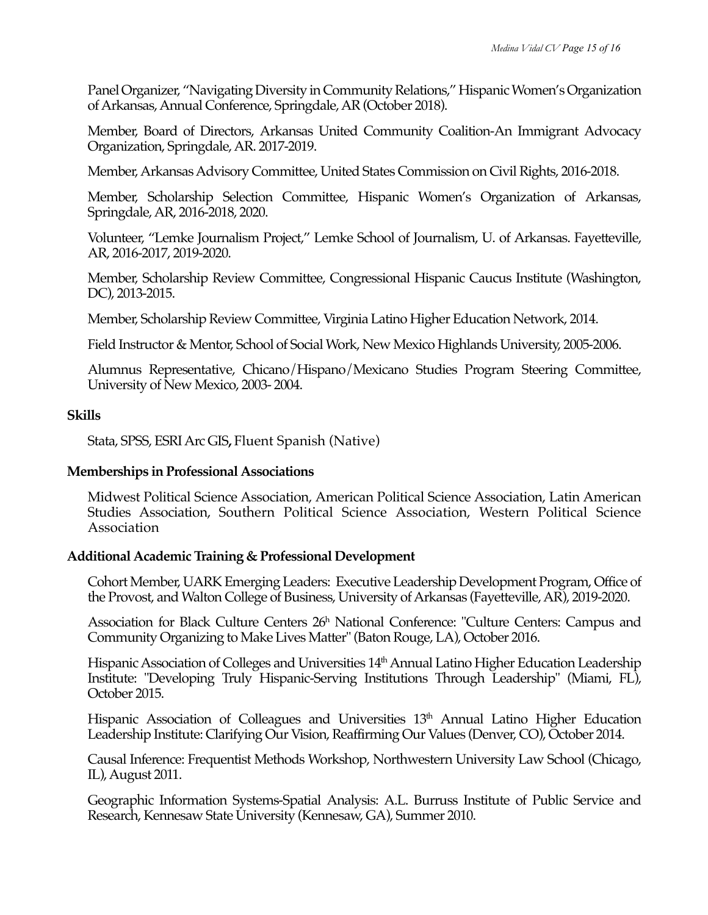Panel Organizer, "Navigating Diversity in Community Relations," Hispanic Women's Organization of Arkansas, Annual Conference, Springdale, AR (October 2018).

Member, Board of Directors, Arkansas United Community Coalition-An Immigrant Advocacy Organization, Springdale, AR. 2017-2019.

Member, Arkansas Advisory Committee, United States Commission on Civil Rights, 2016-2018.

Member, Scholarship Selection Committee, Hispanic Women's Organization of Arkansas, Springdale, AR, 2016-2018, 2020.

Volunteer, "Lemke Journalism Project," Lemke School of Journalism, U. of Arkansas. Fayetteville, AR, 2016-2017, 2019-2020.

Member, Scholarship Review Committee, Congressional Hispanic Caucus Institute (Washington, DC), 2013-2015.

Member, Scholarship Review Committee, Virginia Latino Higher Education Network, 2014.

Field Instructor & Mentor, School of Social Work, New Mexico Highlands University, 2005-2006.

Alumnus Representative, Chicano/Hispano/Mexicano Studies Program Steering Committee, University of New Mexico, 2003- 2004.

**Skills**

Stata, SPSS, ESRI Arc GIS**,** Fluent Spanish (Native)

**Memberships in Professional Associations**

Midwest Political Science Association, American Political Science Association, Latin American Studies Association, Southern Political Science Association, Western Political Science Association

**Additional Academic Training & Professional Development**

Cohort Member, UARK Emerging Leaders: Executive Leadership Development Program, Office of the Provost, and Walton College of Business, University of Arkansas (Fayetteville, AR), 2019-2020.

Association for Black Culture Centers 26h National Conference: "Culture Centers: Campus and Community Organizing to Make Lives Matter" (Baton Rouge, LA), October 2016.

Hispanic Association of Colleges and Universities 14th Annual Latino Higher Education Leadership Institute: "Developing Truly Hispanic-Serving Institutions Through Leadership" (Miami, FL), October 2015.

Hispanic Association of Colleagues and Universities 13th Annual Latino Higher Education Leadership Institute: Clarifying Our Vision, Reaffirming Our Values (Denver, CO), October 2014.

Causal Inference: Frequentist Methods Workshop, Northwestern University Law School (Chicago, IL), August 2011.

Geographic Information Systems-Spatial Analysis: A.L. Burruss Institute of Public Service and Research, Kennesaw State University (Kennesaw, GA), Summer 2010.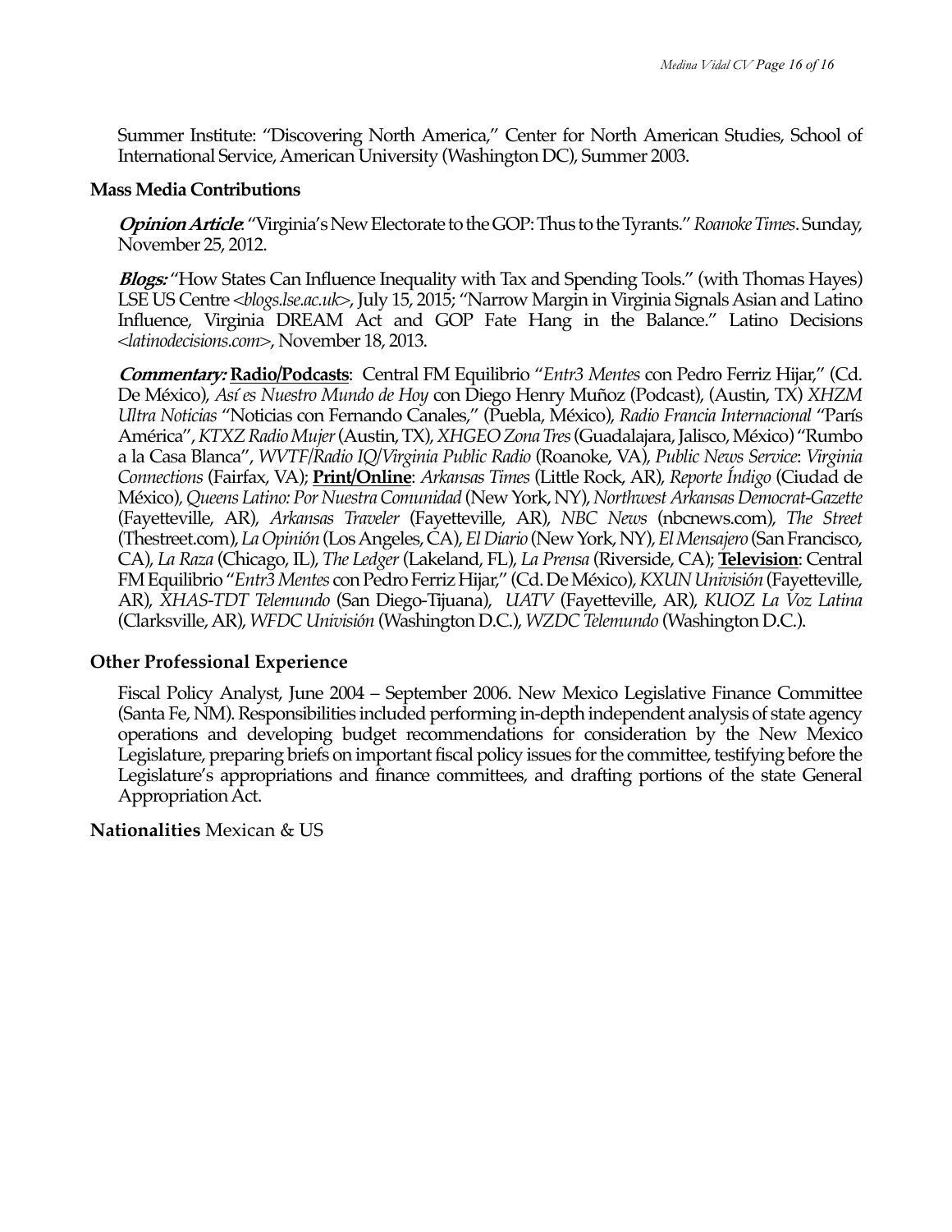Summer Institute: "Discovering North America," Center for North American Studies, School of International Service, American University (Washington DC), Summer 2003.

### Mass Media Contributions

***Opinion Article***: "Virginia's New Electorate to the GOP: Thus to the Tyrants." *Roanoke Times*. Sunday, November 25, 2012.

***Blogs:*** "How States Can Influence Inequality with Tax and Spending Tools." (with Thomas Hayes) LSE US Centre <*blogs.lse.ac.uk*>, July 15, 2015; "Narrow Margin in Virginia Signals Asian and Latino Influence, Virginia DREAM Act and GOP Fate Hang in the Balance." Latino Decisions <*latinodecisions.com*>, November 18, 2013.

***Commentary:*** **Radio/Podcasts**: Central FM Equilibrio "*Entr3 Mentes* con Pedro Ferriz Hijar," (Cd. De México), *Así es Nuestro Mundo de Hoy* con Diego Henry Muñoz (Podcast), (Austin, TX) *XHZM Ultra Noticias* "Noticias con Fernando Canales," (Puebla, México), *Radio Francia Internacional* "París América", *KTXZ Radio Mujer* (Austin, TX), *XHGEO Zona Tres* (Guadalajara, Jalisco, México) "Rumbo a la Casa Blanca", *WVTF/Radio IQ/Virginia Public Radio* (Roanoke, VA), *Public News Service*: *Virginia Connections* (Fairfax, VA); **Print/Online**: *Arkansas Times* (Little Rock, AR), *Reporte Índigo* (Ciudad de México), *Queens Latino: Por Nuestra Comunidad* (New York, NY), *Northwest Arkansas Democrat-Gazette* (Fayetteville, AR), *Arkansas Traveler* (Fayetteville, AR), *NBC News* (nbcnews.com), *The Street* (Thestreet.com), *La Opinión* (Los Angeles, CA), *El Diario* (New York, NY), *El Mensajero* (San Francisco, CA), *La Raza* (Chicago, IL), *The Ledger* (Lakeland, FL), *La Prensa* (Riverside, CA); **Television**: Central FM Equilibrio "*Entr3 Mentes* con Pedro Ferriz Hijar," (Cd. De México), *KXUN Univisión* (Fayetteville, AR), *XHAS-TDT Telemundo* (San Diego-Tijuana), *UATV* (Fayetteville, AR), *KUOZ La Voz Latina* (Clarksville, AR), *WFDC Univisión* (Washington D.C.), *WZDC Telemundo* (Washington D.C.).

## Other Professional Experience

Fiscal Policy Analyst, June 2004 – September 2006. New Mexico Legislative Finance Committee (Santa Fe, NM). Responsibilities included performing in-depth independent analysis of state agency operations and developing budget recommendations for consideration by the New Mexico Legislature, preparing briefs on important fiscal policy issues for the committee, testifying before the Legislature's appropriations and finance committees, and drafting portions of the state General Appropriation Act.

**Nationalities** Mexican & US